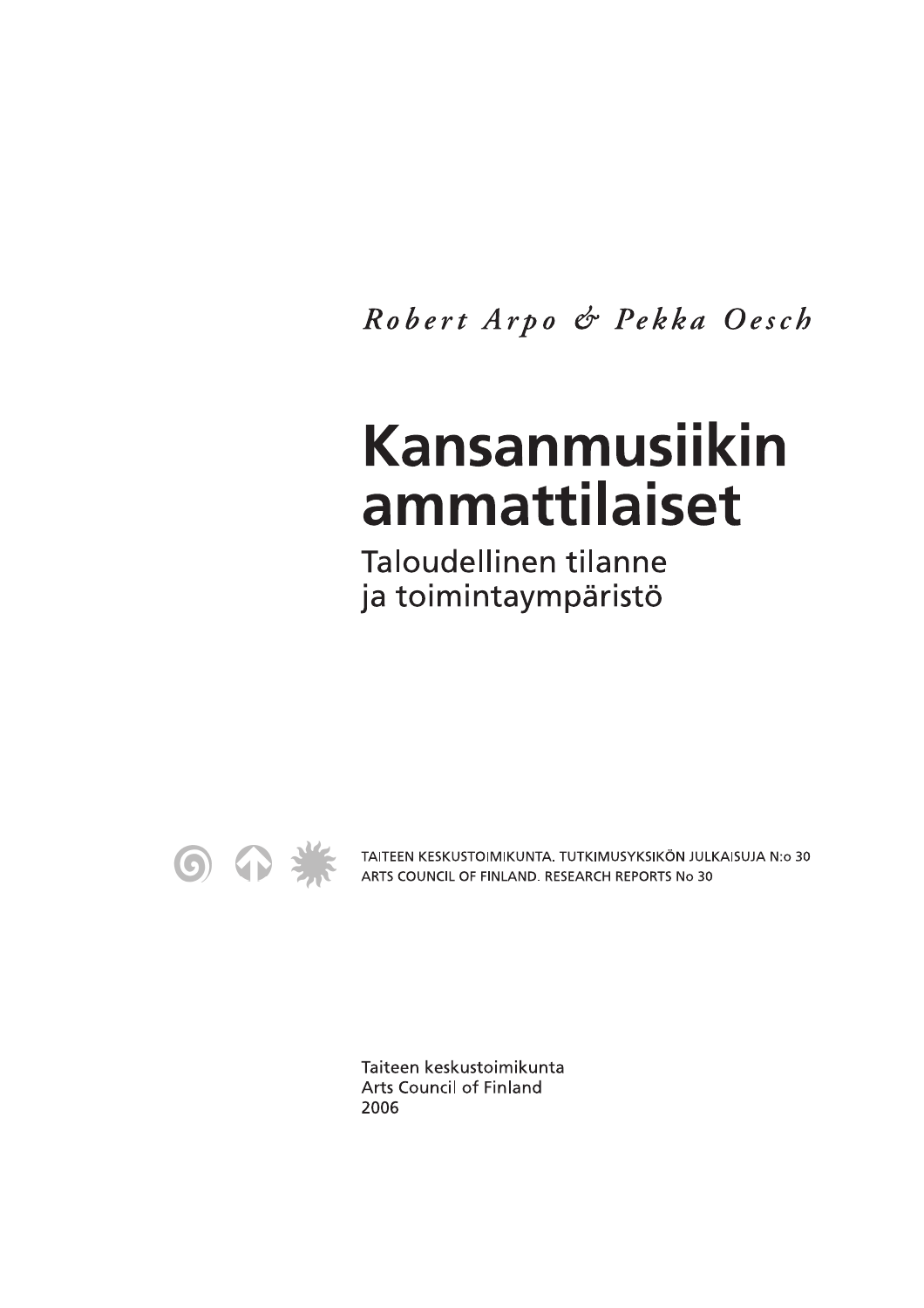*Robert Arpo & Pekka Oesch*

# Kansanmusiikin ammattilaiset

## Taloudellinen tilanne ja toimintaympäristö

TAITEEN KESKUSTOIMIKUNTA. TUTKIMUSYKSIKÖN JULKAISUJA N:o 30
ARTS COUNCIL OF FINLAND. RESEARCH REPORTS No 30

Taiteen keskustoimikunta
Arts Council of Finland
2006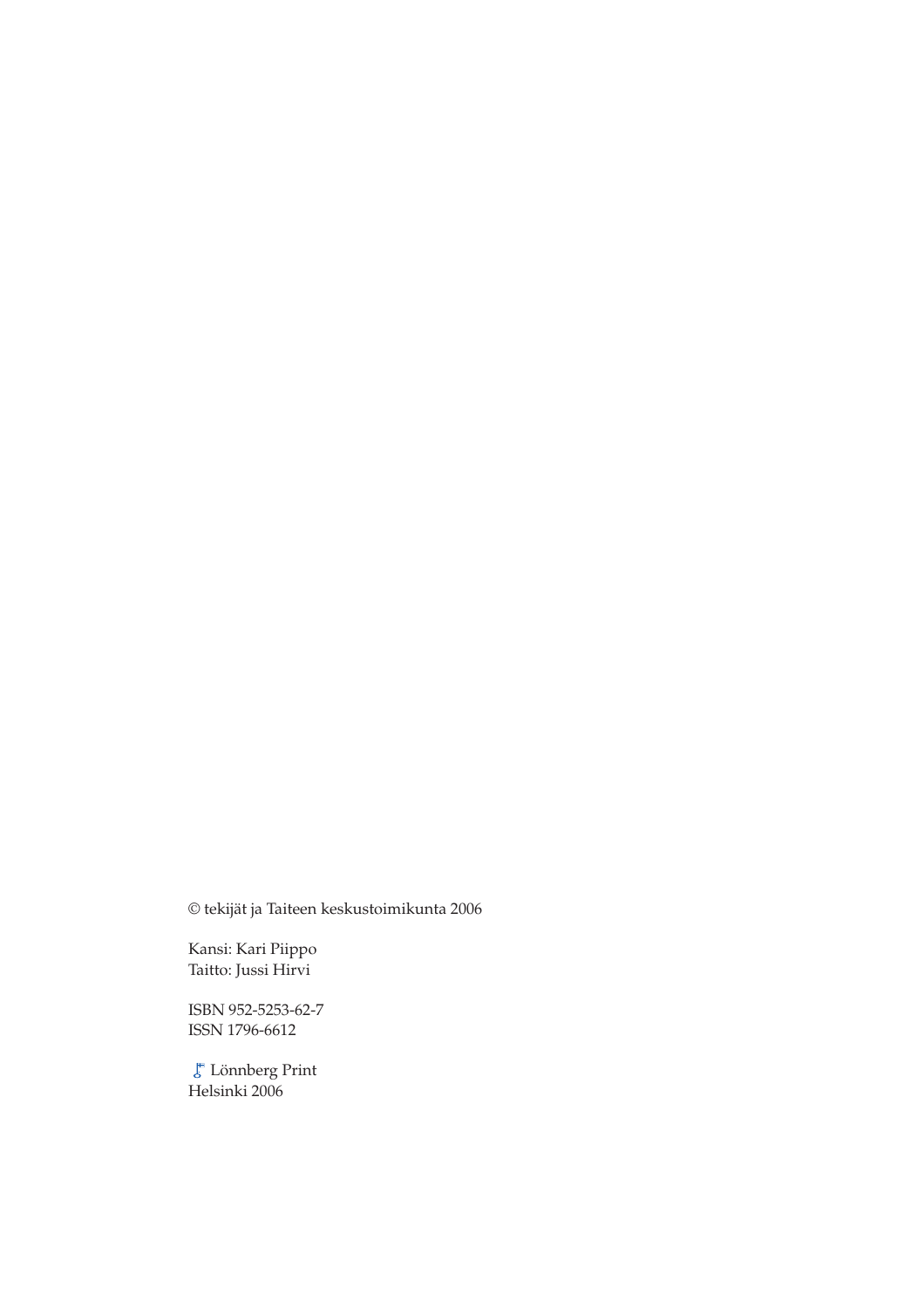© tekijät ja Taiteen keskustoimikunta 2006

Kansi: Kari Piippo
Taitto: Jussi Hirvi

ISBN 952-5253-62-7
ISSN 1796-6612

Lönnberg Print
Helsinki 2006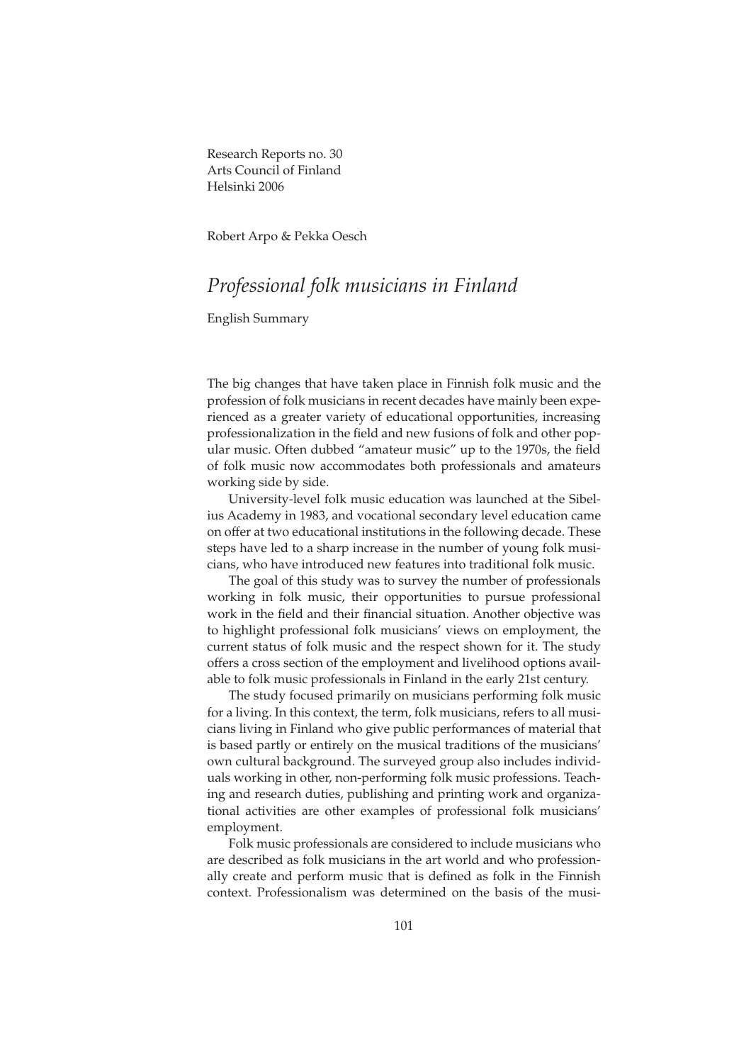Research Reports no. 30
Arts Council of Finland
Helsinki 2006

Robert Arpo & Pekka Oesch

# *Professional folk musicians in Finland*

English Summary

The big changes that have taken place in Finnish folk music and the profession of folk musicians in recent decades have mainly been experienced as a greater variety of educational opportunities, increasing professionalization in the field and new fusions of folk and other popular music. Often dubbed "amateur music" up to the 1970s, the field of folk music now accommodates both professionals and amateurs working side by side.

University-level folk music education was launched at the Sibelius Academy in 1983, and vocational secondary level education came on offer at two educational institutions in the following decade. These steps have led to a sharp increase in the number of young folk musicians, who have introduced new features into traditional folk music.

The goal of this study was to survey the number of professionals working in folk music, their opportunities to pursue professional work in the field and their financial situation. Another objective was to highlight professional folk musicians' views on employment, the current status of folk music and the respect shown for it. The study offers a cross section of the employment and livelihood options available to folk music professionals in Finland in the early 21st century.

The study focused primarily on musicians performing folk music for a living. In this context, the term, folk musicians, refers to all musicians living in Finland who give public performances of material that is based partly or entirely on the musical traditions of the musicians' own cultural background. The surveyed group also includes individuals working in other, non-performing folk music professions. Teaching and research duties, publishing and printing work and organizational activities are other examples of professional folk musicians' employment.

Folk music professionals are considered to include musicians who are described as folk musicians in the art world and who professionally create and perform music that is defined as folk in the Finnish context. Professionalism was determined on the basis of the musi-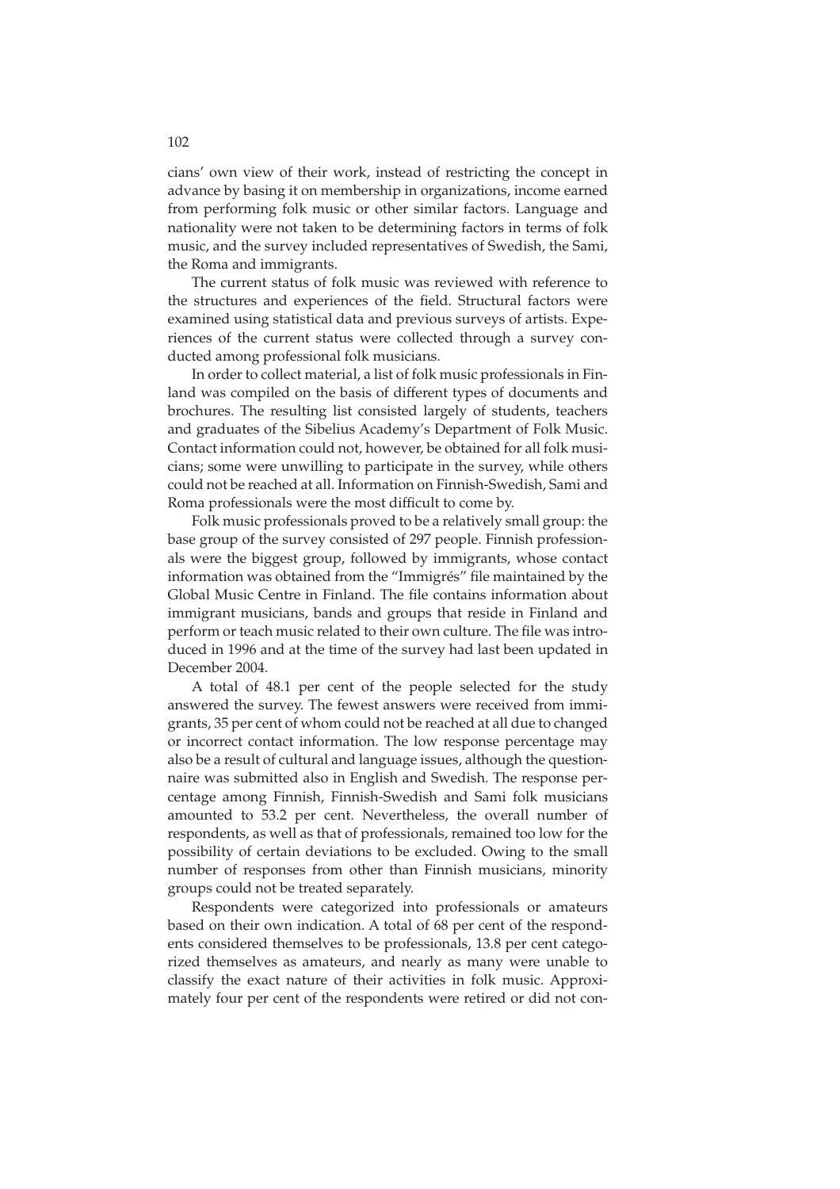cians' own view of their work, instead of restricting the concept in advance by basing it on membership in organizations, income earned from performing folk music or other similar factors. Language and nationality were not taken to be determining factors in terms of folk music, and the survey included representatives of Swedish, the Sami, the Roma and immigrants.

The current status of folk music was reviewed with reference to the structures and experiences of the field. Structural factors were examined using statistical data and previous surveys of artists. Experiences of the current status were collected through a survey conducted among professional folk musicians.

In order to collect material, a list of folk music professionals in Finland was compiled on the basis of different types of documents and brochures. The resulting list consisted largely of students, teachers and graduates of the Sibelius Academy's Department of Folk Music. Contact information could not, however, be obtained for all folk musicians; some were unwilling to participate in the survey, while others could not be reached at all. Information on Finnish-Swedish, Sami and Roma professionals were the most difficult to come by.

Folk music professionals proved to be a relatively small group: the base group of the survey consisted of 297 people. Finnish professionals were the biggest group, followed by immigrants, whose contact information was obtained from the "Immigrés" file maintained by the Global Music Centre in Finland. The file contains information about immigrant musicians, bands and groups that reside in Finland and perform or teach music related to their own culture. The file was introduced in 1996 and at the time of the survey had last been updated in December 2004.

A total of 48.1 per cent of the people selected for the study answered the survey. The fewest answers were received from immigrants, 35 per cent of whom could not be reached at all due to changed or incorrect contact information. The low response percentage may also be a result of cultural and language issues, although the questionnaire was submitted also in English and Swedish. The response percentage among Finnish, Finnish-Swedish and Sami folk musicians amounted to 53.2 per cent. Nevertheless, the overall number of respondents, as well as that of professionals, remained too low for the possibility of certain deviations to be excluded. Owing to the small number of responses from other than Finnish musicians, minority groups could not be treated separately.

Respondents were categorized into professionals or amateurs based on their own indication. A total of 68 per cent of the respondents considered themselves to be professionals, 13.8 per cent categorized themselves as amateurs, and nearly as many were unable to classify the exact nature of their activities in folk music. Approximately four per cent of the respondents were retired or did not con-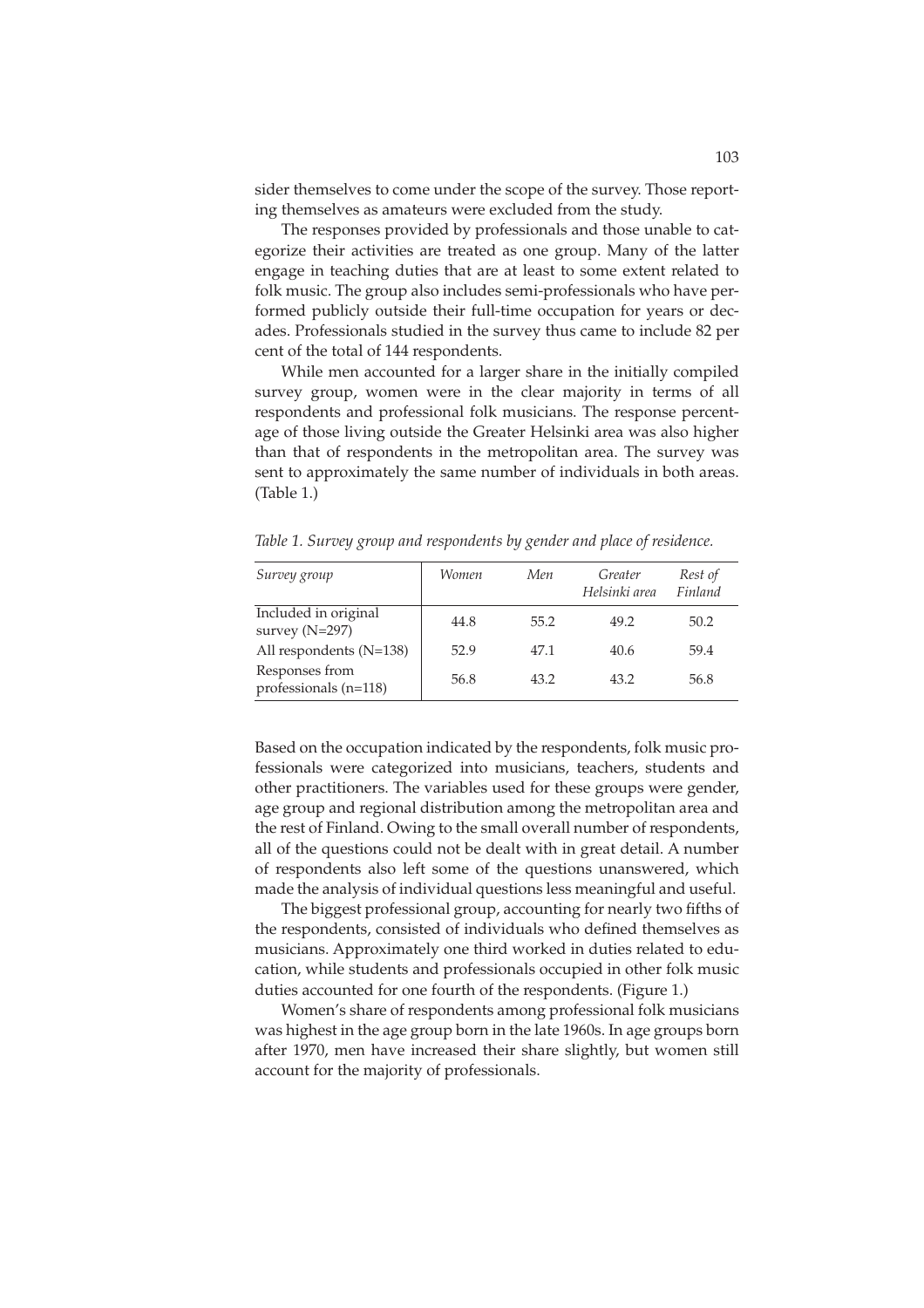sider themselves to come under the scope of the survey. Those reporting themselves as amateurs were excluded from the study.

The responses provided by professionals and those unable to categorize their activities are treated as one group. Many of the latter engage in teaching duties that are at least to some extent related to folk music. The group also includes semi-professionals who have performed publicly outside their full-time occupation for years or decades. Professionals studied in the survey thus came to include 82 per cent of the total of 144 respondents.

While men accounted for a larger share in the initially compiled survey group, women were in the clear majority in terms of all respondents and professional folk musicians. The response percentage of those living outside the Greater Helsinki area was also higher than that of respondents in the metropolitan area. The survey was sent to approximately the same number of individuals in both areas. (Table 1.)

*Table 1. Survey group and respondents by gender and place of residence.*

| *Survey group* | *Women* | *Men* | *Greater Helsinki area* | *Rest of Finland* |
|---|---|---|---|---|
| Included in original survey (N=297) | 44.8 | 55.2 | 49.2 | 50.2 |
| All respondents (N=138) | 52.9 | 47.1 | 40.6 | 59.4 |
| Responses from professionals (n=118) | 56.8 | 43.2 | 43.2 | 56.8 |

Based on the occupation indicated by the respondents, folk music professionals were categorized into musicians, teachers, students and other practitioners. The variables used for these groups were gender, age group and regional distribution among the metropolitan area and the rest of Finland. Owing to the small overall number of respondents, all of the questions could not be dealt with in great detail. A number of respondents also left some of the questions unanswered, which made the analysis of individual questions less meaningful and useful.

The biggest professional group, accounting for nearly two fifths of the respondents, consisted of individuals who defined themselves as musicians. Approximately one third worked in duties related to education, while students and professionals occupied in other folk music duties accounted for one fourth of the respondents. (Figure 1.)

Women's share of respondents among professional folk musicians was highest in the age group born in the late 1960s. In age groups born after 1970, men have increased their share slightly, but women still account for the majority of professionals.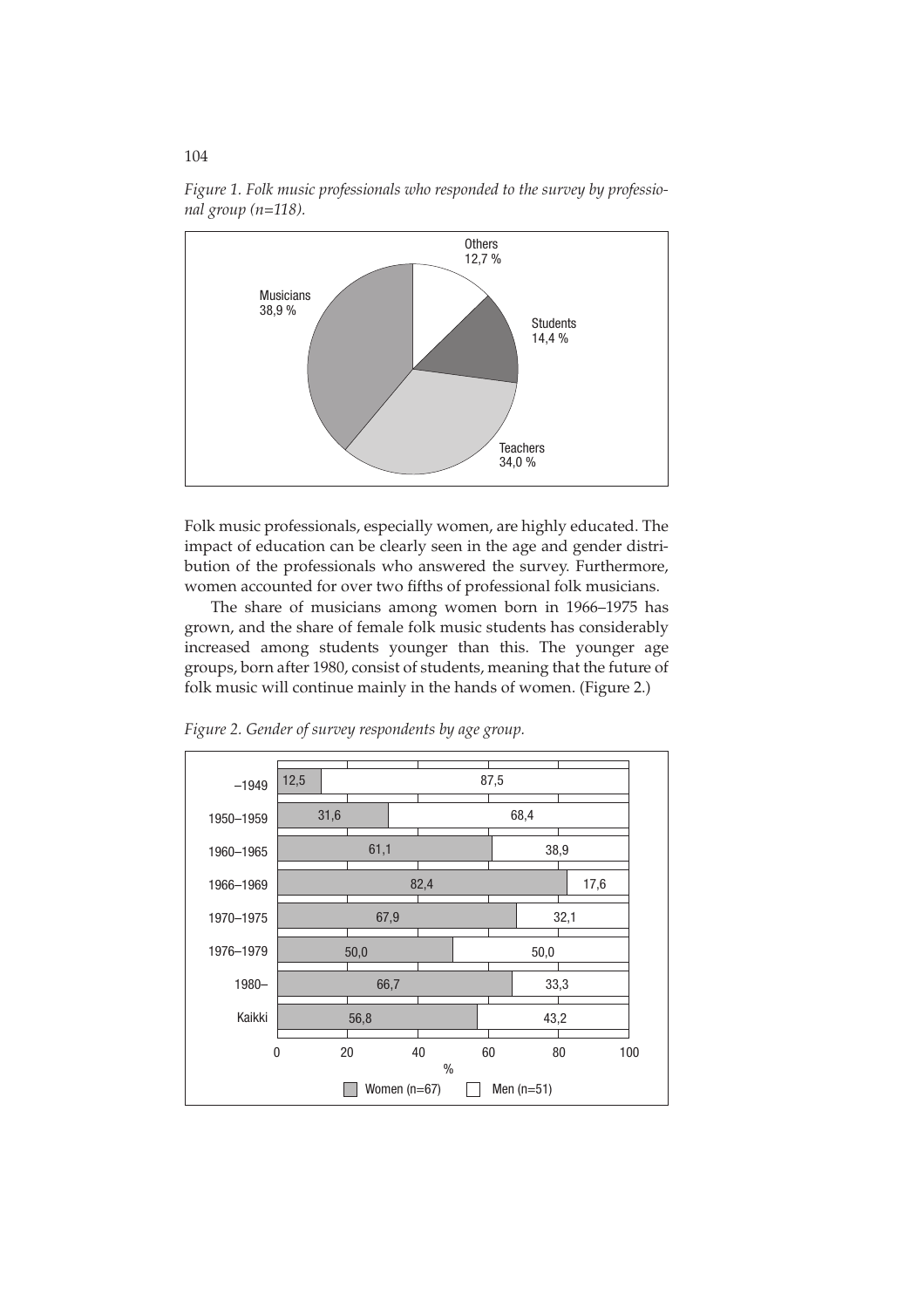*Figure 1. Folk music professionals who responded to the survey by professional group (n=118).*

| Professional group | % |
|---|---|
| Musicians | 38,9 % |
| Teachers | 34,0 % |
| Students | 14,4 % |
| Others | 12,7 % |

Folk music professionals, especially women, are highly educated. The impact of education can be clearly seen in the age and gender distribution of the professionals who answered the survey. Furthermore, women accounted for over two fifths of professional folk musicians.

The share of musicians among women born in 1966–1975 has grown, and the share of female folk music students has considerably increased among students younger than this. The younger age groups, born after 1980, consist of students, meaning that the future of folk music will continue mainly in the hands of women. (Figure 2.)

*Figure 2. Gender of survey respondents by age group.*

| Age group | Women (n=67) % | Men (n=51) % |
|---|---|---|
| –1949 | 12,5 | 87,5 |
| 1950–1959 | 31,6 | 68,4 |
| 1960–1965 | 61,1 | 38,9 |
| 1966–1969 | 82,4 | 17,6 |
| 1970–1975 | 67,9 | 32,1 |
| 1976–1979 | 50,0 | 50,0 |
| 1980– | 66,7 | 33,3 |
| Kaikki | 56,8 | 43,2 |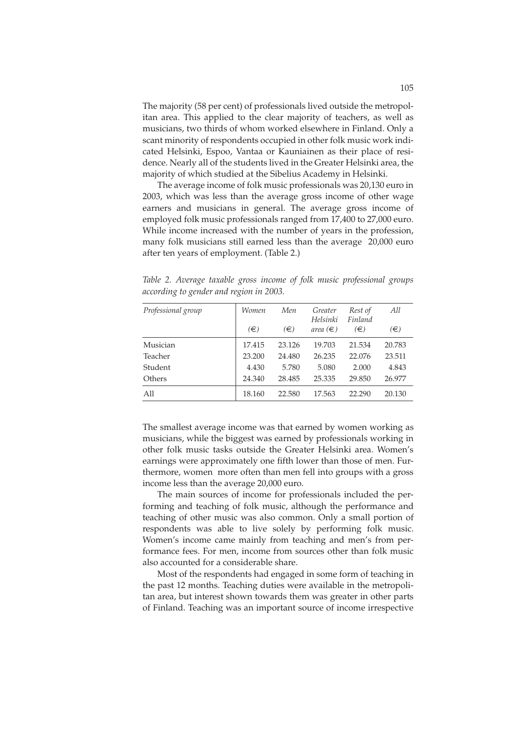The majority (58 per cent) of professionals lived outside the metropolitan area. This applied to the clear majority of teachers, as well as musicians, two thirds of whom worked elsewhere in Finland. Only a scant minority of respondents occupied in other folk music work indicated Helsinki, Espoo, Vantaa or Kauniainen as their place of residence. Nearly all of the students lived in the Greater Helsinki area, the majority of which studied at the Sibelius Academy in Helsinki.

The average income of folk music professionals was 20,130 euro in 2003, which was less than the average gross income of other wage earners and musicians in general. The average gross income of employed folk music professionals ranged from 17,400 to 27,000 euro. While income increased with the number of years in the profession, many folk musicians still earned less than the average 20,000 euro after ten years of employment. (Table 2.)

*Table 2. Average taxable gross income of folk music professional groups according to gender and region in 2003.*

| *Professional group* | *Women* (€) | *Men* (€) | *Greater Helsinki area* (€) | *Rest of Finland* (€) | *All* (€) |
|---|---|---|---|---|---|
| Musician | 17.415 | 23.126 | 19.703 | 21.534 | 20.783 |
| Teacher | 23.200 | 24.480 | 26.235 | 22.076 | 23.511 |
| Student | 4.430 | 5.780 | 5.080 | 2.000 | 4.843 |
| Others | 24.340 | 28.485 | 25.335 | 29.850 | 26.977 |
| All | 18.160 | 22.580 | 17.563 | 22.290 | 20.130 |

The smallest average income was that earned by women working as musicians, while the biggest was earned by professionals working in other folk music tasks outside the Greater Helsinki area. Women's earnings were approximately one fifth lower than those of men. Furthermore, women more often than men fell into groups with a gross income less than the average 20,000 euro.

The main sources of income for professionals included the performing and teaching of folk music, although the performance and teaching of other music was also common. Only a small portion of respondents was able to live solely by performing folk music. Women's income came mainly from teaching and men's from performance fees. For men, income from sources other than folk music also accounted for a considerable share.

Most of the respondents had engaged in some form of teaching in the past 12 months. Teaching duties were available in the metropolitan area, but interest shown towards them was greater in other parts of Finland. Teaching was an important source of income irrespective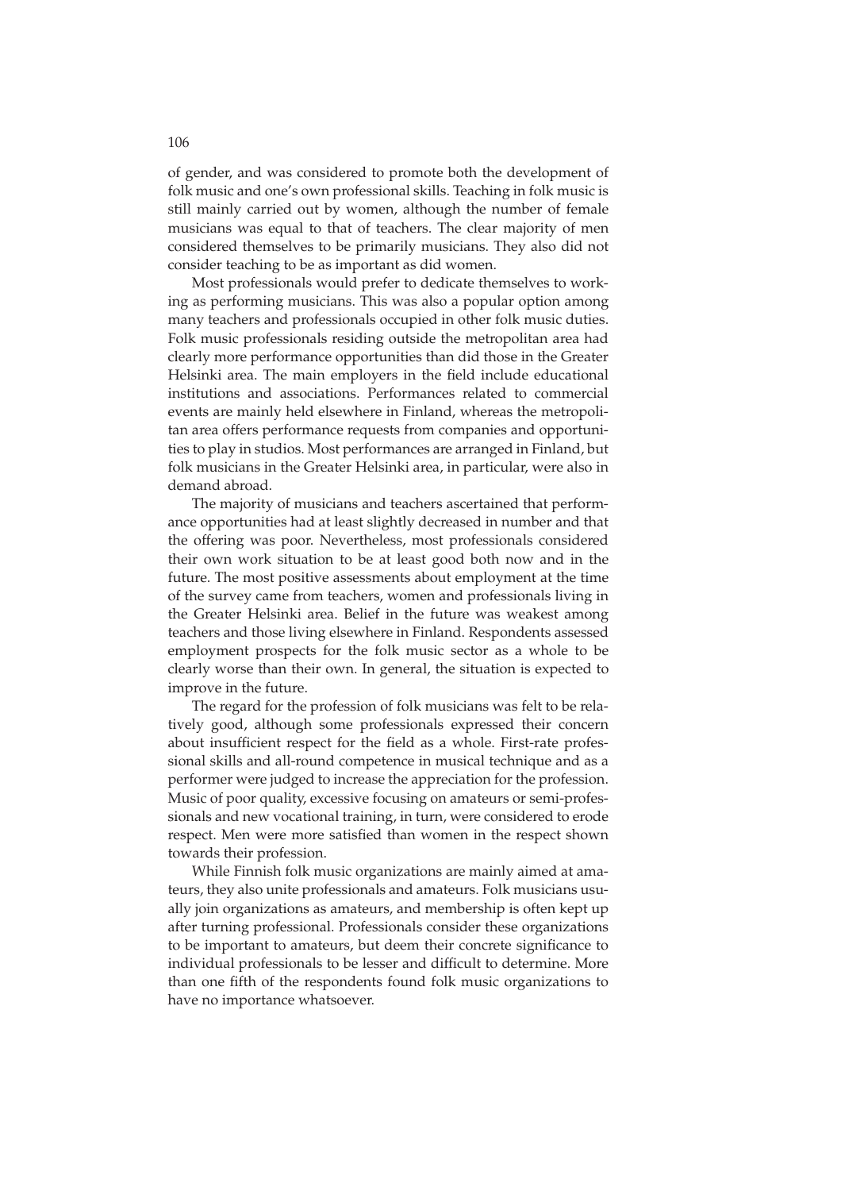of gender, and was considered to promote both the development of folk music and one's own professional skills. Teaching in folk music is still mainly carried out by women, although the number of female musicians was equal to that of teachers. The clear majority of men considered themselves to be primarily musicians. They also did not consider teaching to be as important as did women.

Most professionals would prefer to dedicate themselves to working as performing musicians. This was also a popular option among many teachers and professionals occupied in other folk music duties. Folk music professionals residing outside the metropolitan area had clearly more performance opportunities than did those in the Greater Helsinki area. The main employers in the field include educational institutions and associations. Performances related to commercial events are mainly held elsewhere in Finland, whereas the metropolitan area offers performance requests from companies and opportunities to play in studios. Most performances are arranged in Finland, but folk musicians in the Greater Helsinki area, in particular, were also in demand abroad.

The majority of musicians and teachers ascertained that performance opportunities had at least slightly decreased in number and that the offering was poor. Nevertheless, most professionals considered their own work situation to be at least good both now and in the future. The most positive assessments about employment at the time of the survey came from teachers, women and professionals living in the Greater Helsinki area. Belief in the future was weakest among teachers and those living elsewhere in Finland. Respondents assessed employment prospects for the folk music sector as a whole to be clearly worse than their own. In general, the situation is expected to improve in the future.

The regard for the profession of folk musicians was felt to be relatively good, although some professionals expressed their concern about insufficient respect for the field as a whole. First-rate professional skills and all-round competence in musical technique and as a performer were judged to increase the appreciation for the profession. Music of poor quality, excessive focusing on amateurs or semi-professionals and new vocational training, in turn, were considered to erode respect. Men were more satisfied than women in the respect shown towards their profession.

While Finnish folk music organizations are mainly aimed at amateurs, they also unite professionals and amateurs. Folk musicians usually join organizations as amateurs, and membership is often kept up after turning professional. Professionals consider these organizations to be important to amateurs, but deem their concrete significance to individual professionals to be lesser and difficult to determine. More than one fifth of the respondents found folk music organizations to have no importance whatsoever.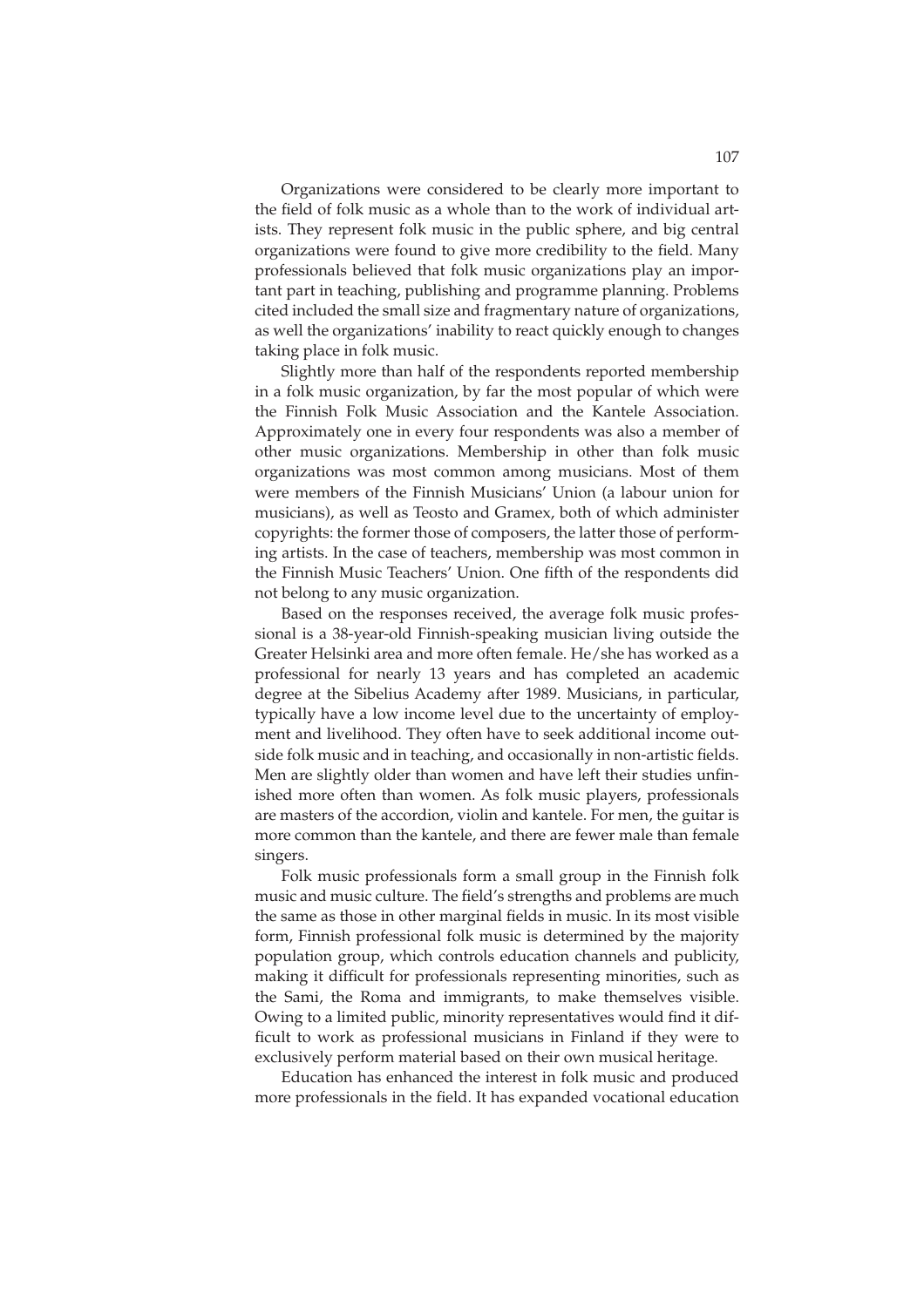Organizations were considered to be clearly more important to the field of folk music as a whole than to the work of individual artists. They represent folk music in the public sphere, and big central organizations were found to give more credibility to the field. Many professionals believed that folk music organizations play an important part in teaching, publishing and programme planning. Problems cited included the small size and fragmentary nature of organizations, as well the organizations' inability to react quickly enough to changes taking place in folk music.

Slightly more than half of the respondents reported membership in a folk music organization, by far the most popular of which were the Finnish Folk Music Association and the Kantele Association. Approximately one in every four respondents was also a member of other music organizations. Membership in other than folk music organizations was most common among musicians. Most of them were members of the Finnish Musicians' Union (a labour union for musicians), as well as Teosto and Gramex, both of which administer copyrights: the former those of composers, the latter those of performing artists. In the case of teachers, membership was most common in the Finnish Music Teachers' Union. One fifth of the respondents did not belong to any music organization.

Based on the responses received, the average folk music professional is a 38-year-old Finnish-speaking musician living outside the Greater Helsinki area and more often female. He/she has worked as a professional for nearly 13 years and has completed an academic degree at the Sibelius Academy after 1989. Musicians, in particular, typically have a low income level due to the uncertainty of employment and livelihood. They often have to seek additional income outside folk music and in teaching, and occasionally in non-artistic fields. Men are slightly older than women and have left their studies unfinished more often than women. As folk music players, professionals are masters of the accordion, violin and kantele. For men, the guitar is more common than the kantele, and there are fewer male than female singers.

Folk music professionals form a small group in the Finnish folk music and music culture. The field's strengths and problems are much the same as those in other marginal fields in music. In its most visible form, Finnish professional folk music is determined by the majority population group, which controls education channels and publicity, making it difficult for professionals representing minorities, such as the Sami, the Roma and immigrants, to make themselves visible. Owing to a limited public, minority representatives would find it difficult to work as professional musicians in Finland if they were to exclusively perform material based on their own musical heritage.

Education has enhanced the interest in folk music and produced more professionals in the field. It has expanded vocational education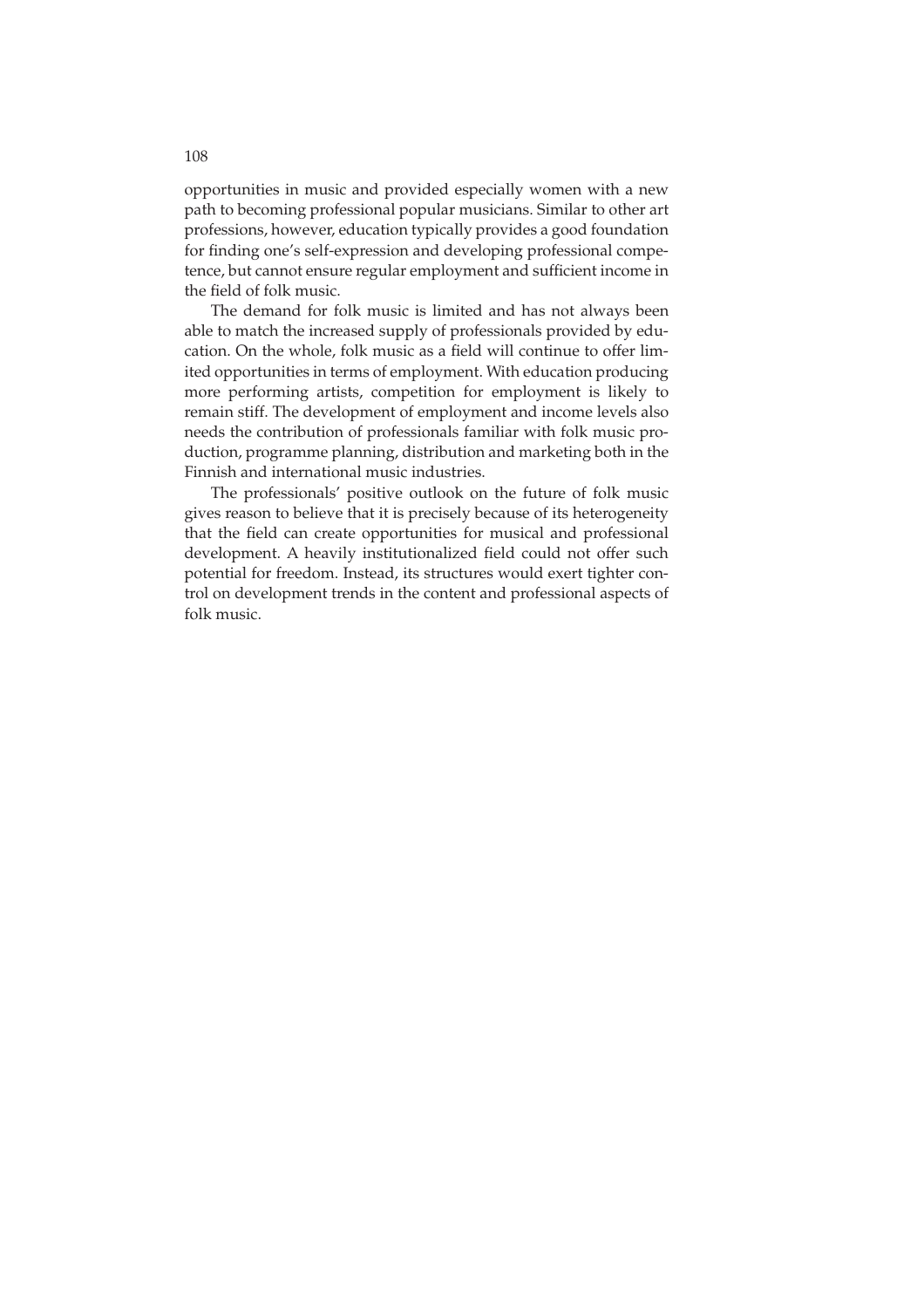opportunities in music and provided especially women with a new path to becoming professional popular musicians. Similar to other art professions, however, education typically provides a good foundation for finding one's self-expression and developing professional competence, but cannot ensure regular employment and sufficient income in the field of folk music.

The demand for folk music is limited and has not always been able to match the increased supply of professionals provided by education. On the whole, folk music as a field will continue to offer limited opportunities in terms of employment. With education producing more performing artists, competition for employment is likely to remain stiff. The development of employment and income levels also needs the contribution of professionals familiar with folk music production, programme planning, distribution and marketing both in the Finnish and international music industries.

The professionals' positive outlook on the future of folk music gives reason to believe that it is precisely because of its heterogeneity that the field can create opportunities for musical and professional development. A heavily institutionalized field could not offer such potential for freedom. Instead, its structures would exert tighter control on development trends in the content and professional aspects of folk music.